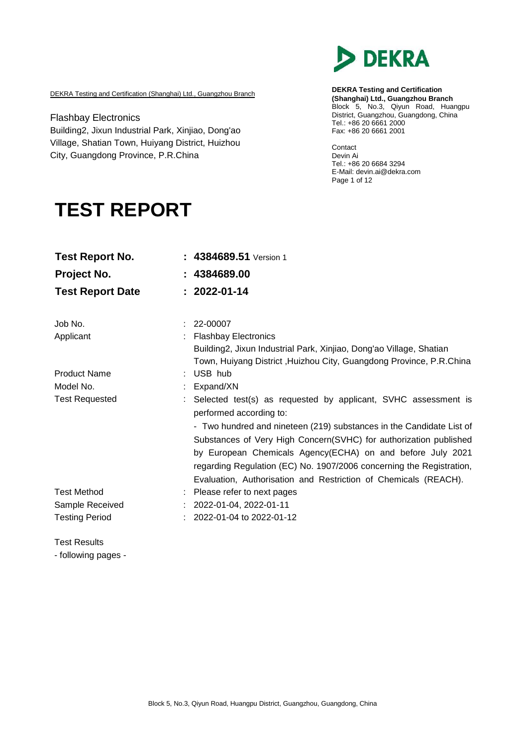DEKRA Testing and Certification (Shanghai) Ltd., Guangzhou Branch

Flashbay Electronics
Building2, Jixun Industrial Park, Xinjiao, Dong'ao Village, Shatian Town, Huiyang District, Huizhou City, Guangdong Province, P.R.China

**DEKRA Testing and Certification (Shanghai) Ltd., Guangzhou Branch**
Block 5, No.3, Qiyun Road, Huangpu District, Guangzhou, Guangdong, China
Tel.: +86 20 6661 2000
Fax: +86 20 6661 2001

Contact
Devin Ai
Tel.: +86 20 6684 3294
E-Mail: devin.ai@dekra.com

# TEST REPORT

| | |
|---|---|
| **Test Report No.** | : **4384689.51** Version 1 |
| **Project No.** | : **4384689.00** |
| **Test Report Date** | : **2022-01-14** |

| | |
|---|---|
| Job No. | : 22-00007 |
| Applicant | : Flashbay Electronics<br>Building2, Jixun Industrial Park, Xinjiao, Dong'ao Village, Shatian Town, Huiyang District ,Huizhou City, Guangdong Province, P.R.China |
| Product Name | : USB hub |
| Model No. | : Expand/XN |
| Test Requested | : Selected test(s) as requested by applicant, SVHC assessment is performed according to:<br>- Two hundred and nineteen (219) substances in the Candidate List of Substances of Very High Concern(SVHC) for authorization published by European Chemicals Agency(ECHA) on and before July 2021 regarding Regulation (EC) No. 1907/2006 concerning the Registration, Evaluation, Authorisation and Restriction of Chemicals (REACH). |
| Test Method | : Please refer to next pages |
| Sample Received | : 2022-01-04, 2022-01-11 |
| Testing Period | : 2022-01-04 to 2022-01-12 |

Test Results
- following pages -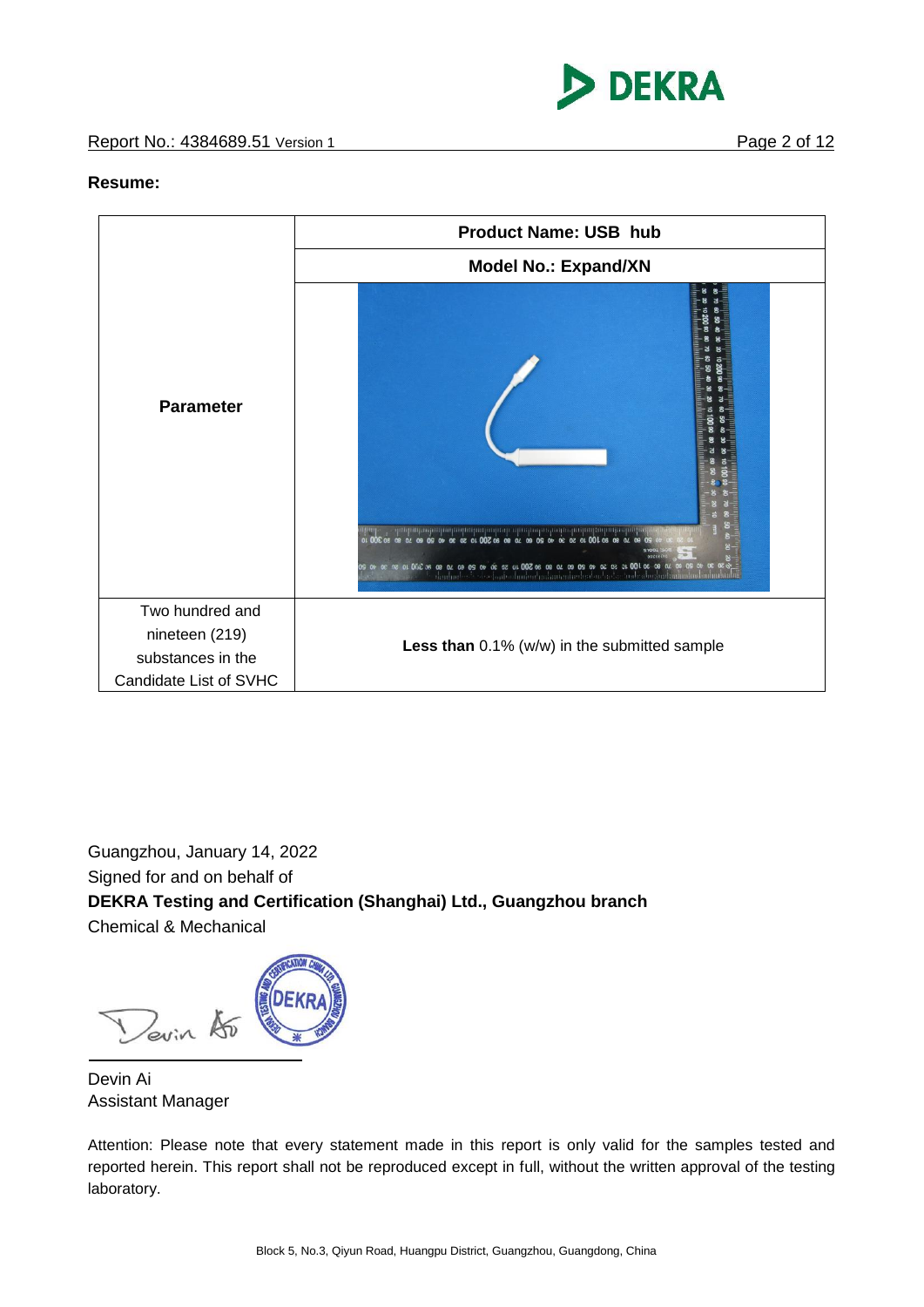**Resume:**

| Parameter | Product Name: USB hub |
|---|---|
| | Model No.: Expand/XN |
| Two hundred and nineteen (219) substances in the Candidate List of SVHC | **Less than** 0.1% (w/w) in the submitted sample |

Guangzhou, January 14, 2022

Signed for and on behalf of

**DEKRA Testing and Certification (Shanghai) Ltd., Guangzhou branch**

Chemical & Mechanical

Devin Ai

Assistant Manager

Attention: Please note that every statement made in this report is only valid for the samples tested and reported herein. This report shall not be reproduced except in full, without the written approval of the testing laboratory.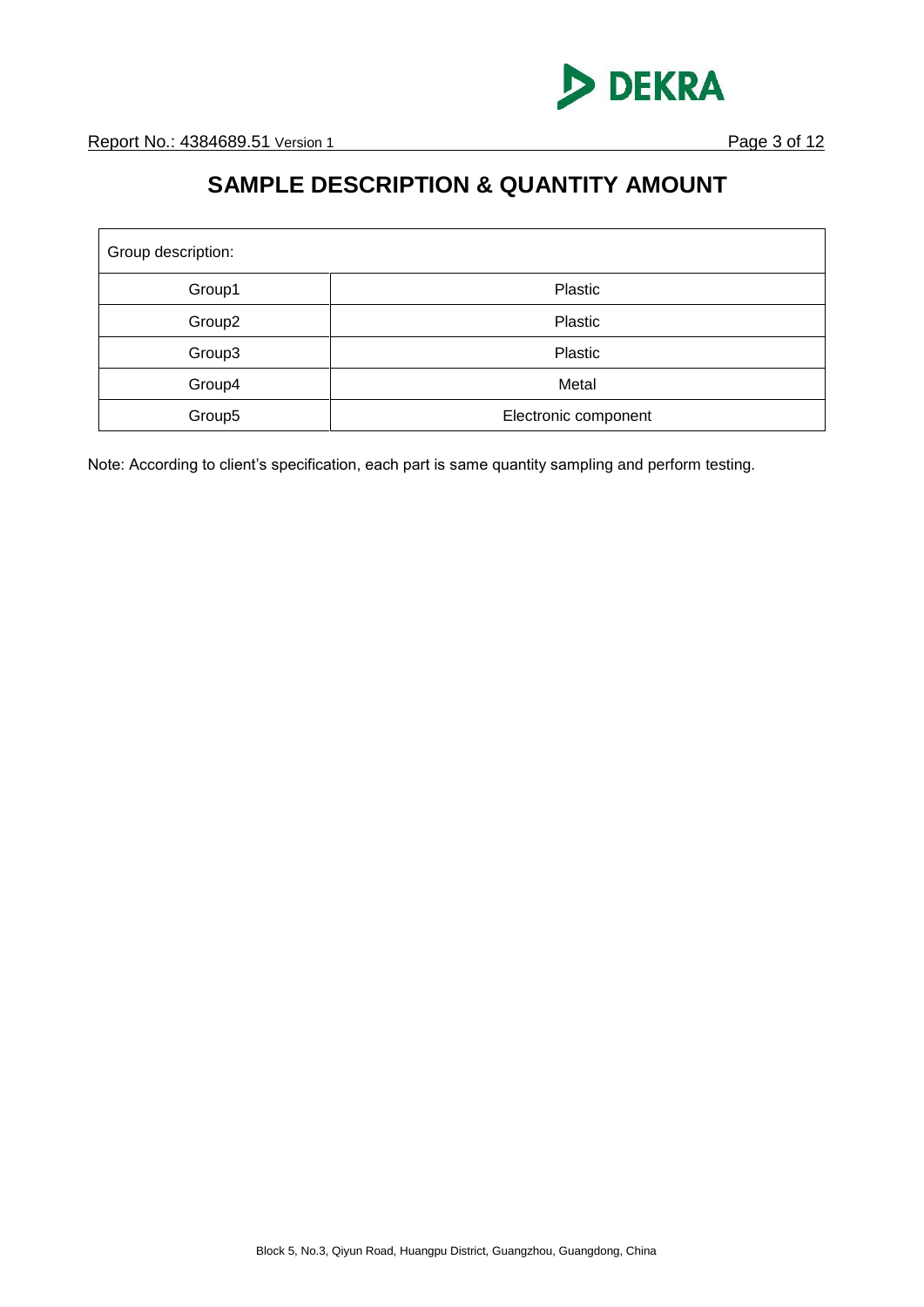# SAMPLE DESCRIPTION & QUANTITY AMOUNT

| Group description: | |
|---|---|
| Group1 | Plastic |
| Group2 | Plastic |
| Group3 | Plastic |
| Group4 | Metal |
| Group5 | Electronic component |

Note: According to client's specification, each part is same quantity sampling and perform testing.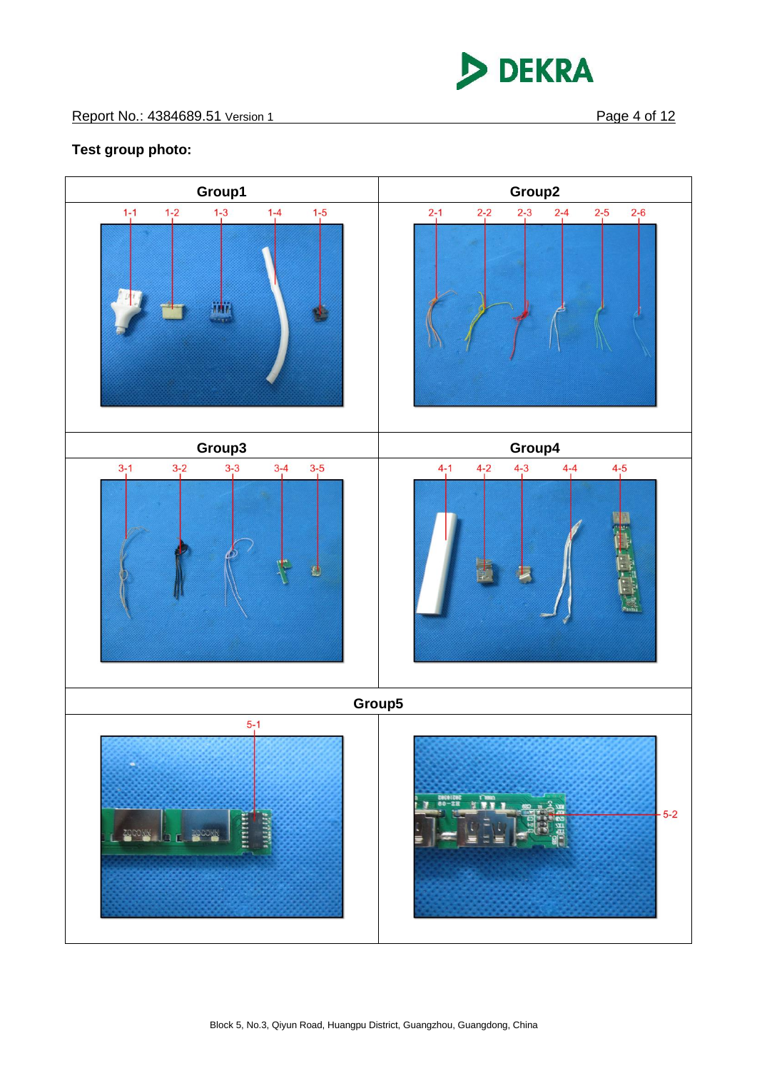Report No.: 4384689.51 Version 1

**Test group photo:**

| Group1 | Group2 |
| --- | --- |
| 1-1, 1-2, 1-3, 1-4, 1-5 | 2-1, 2-2, 2-3, 2-4, 2-5, 2-6 |

| Group3 | Group4 |
| --- | --- |
| 3-1, 3-2, 3-3, 3-4, 3-5 | 4-1, 4-2, 4-3, 4-4, 4-5 |

| Group5 | |
| --- | --- |
| 5-1 | 5-2 |

Block 5, No.3, Qiyun Road, Huangpu District, Guangzhou, Guangdong, China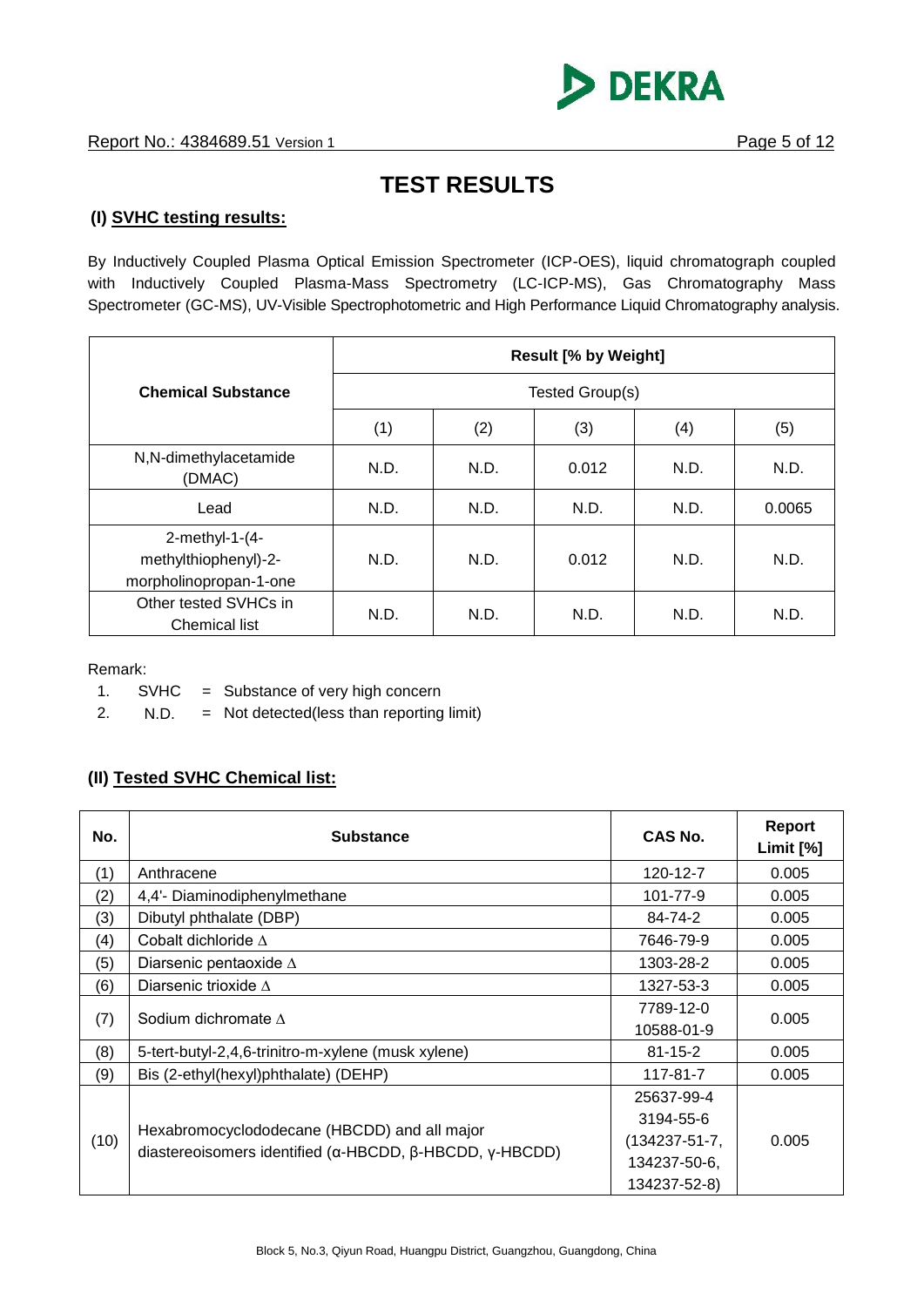# TEST RESULTS

## (I) SVHC testing results:

By Inductively Coupled Plasma Optical Emission Spectrometer (ICP-OES), liquid chromatograph coupled with Inductively Coupled Plasma-Mass Spectrometry (LC-ICP-MS), Gas Chromatography Mass Spectrometer (GC-MS), UV-Visible Spectrophotometric and High Performance Liquid Chromatography analysis.

| Chemical Substance | Result [% by Weight] | | | | |
|---|---|---|---|---|---|
| | Tested Group(s) | | | | |
| | (1) | (2) | (3) | (4) | (5) |
| N,N-dimethylacetamide (DMAC) | N.D. | N.D. | 0.012 | N.D. | N.D. |
| Lead | N.D. | N.D. | N.D. | N.D. | 0.0065 |
| 2-methyl-1-(4-methylthiophenyl)-2-morpholinopropan-1-one | N.D. | N.D. | 0.012 | N.D. | N.D. |
| Other tested SVHCs in Chemical list | N.D. | N.D. | N.D. | N.D. | N.D. |

Remark:

1. SVHC = Substance of very high concern
2. N.D. = Not detected(less than reporting limit)

## (II) Tested SVHC Chemical list:

| No. | Substance | CAS No. | Report Limit [%] |
|---|---|---|---|
| (1) | Anthracene | 120-12-7 | 0.005 |
| (2) | 4,4'- Diaminodiphenylmethane | 101-77-9 | 0.005 |
| (3) | Dibutyl phthalate (DBP) | 84-74-2 | 0.005 |
| (4) | Cobalt dichloride Δ | 7646-79-9 | 0.005 |
| (5) | Diarsenic pentaoxide Δ | 1303-28-2 | 0.005 |
| (6) | Diarsenic trioxide Δ | 1327-53-3 | 0.005 |
| (7) | Sodium dichromate Δ | 7789-12-0<br>10588-01-9 | 0.005 |
| (8) | 5-tert-butyl-2,4,6-trinitro-m-xylene (musk xylene) | 81-15-2 | 0.005 |
| (9) | Bis (2-ethyl(hexyl)phthalate) (DEHP) | 117-81-7 | 0.005 |
| (10) | Hexabromocyclododecane (HBCDD) and all major diastereoisomers identified (α-HBCDD, β-HBCDD, γ-HBCDD) | 25637-99-4<br>3194-55-6<br>(134237-51-7,<br>134237-50-6,<br>134237-52-8) | 0.005 |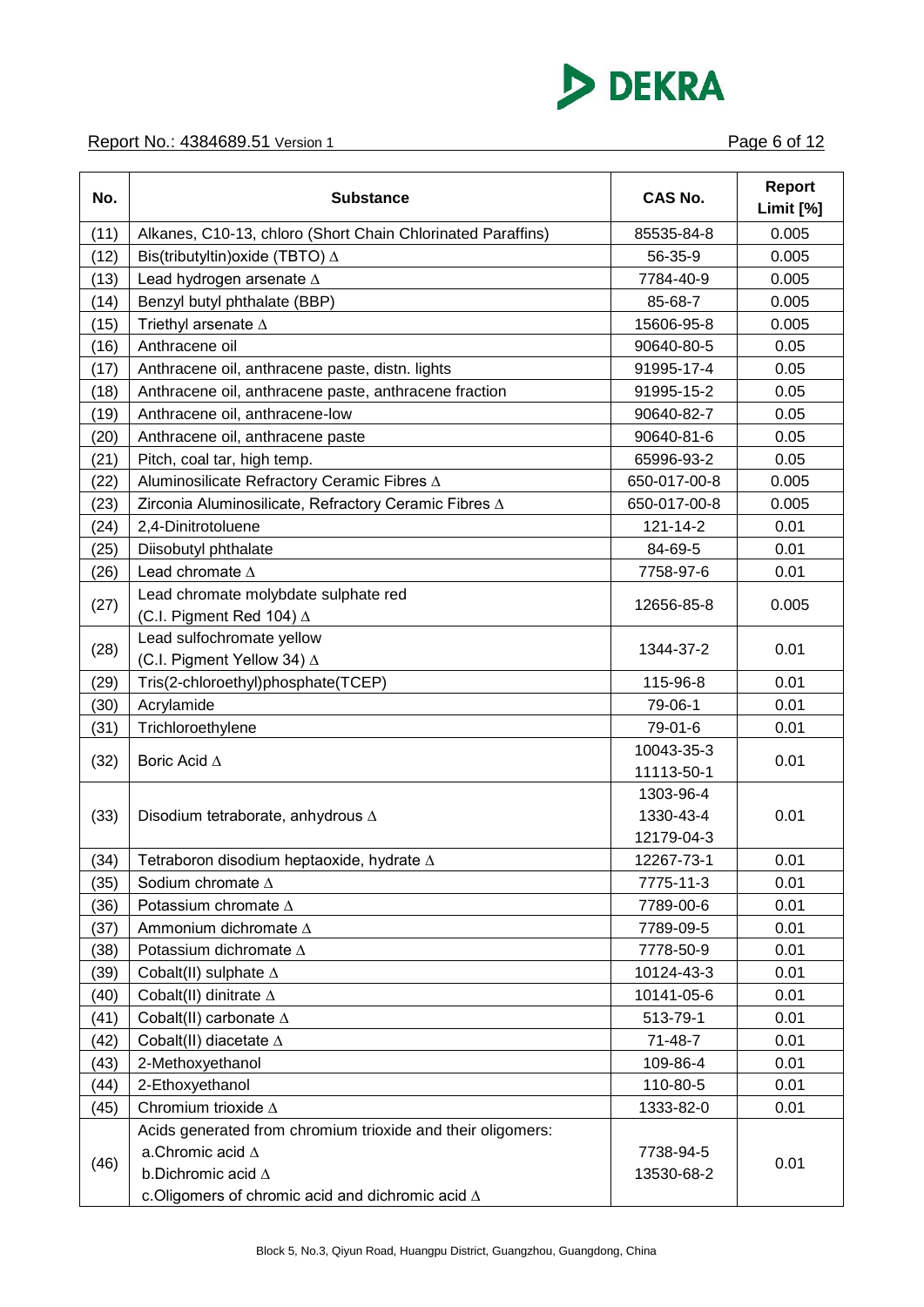| No. | Substance | CAS No. | Report Limit [%] |
|---|---|---|---|
| (11) | Alkanes, C10-13, chloro (Short Chain Chlorinated Paraffins) | 85535-84-8 | 0.005 |
| (12) | Bis(tributyltin)oxide (TBTO) ∆ | 56-35-9 | 0.005 |
| (13) | Lead hydrogen arsenate ∆ | 7784-40-9 | 0.005 |
| (14) | Benzyl butyl phthalate (BBP) | 85-68-7 | 0.005 |
| (15) | Triethyl arsenate ∆ | 15606-95-8 | 0.005 |
| (16) | Anthracene oil | 90640-80-5 | 0.05 |
| (17) | Anthracene oil, anthracene paste, distn. lights | 91995-17-4 | 0.05 |
| (18) | Anthracene oil, anthracene paste, anthracene fraction | 91995-15-2 | 0.05 |
| (19) | Anthracene oil, anthracene-low | 90640-82-7 | 0.05 |
| (20) | Anthracene oil, anthracene paste | 90640-81-6 | 0.05 |
| (21) | Pitch, coal tar, high temp. | 65996-93-2 | 0.05 |
| (22) | Aluminosilicate Refractory Ceramic Fibres ∆ | 650-017-00-8 | 0.005 |
| (23) | Zirconia Aluminosilicate, Refractory Ceramic Fibres ∆ | 650-017-00-8 | 0.005 |
| (24) | 2,4-Dinitrotoluene | 121-14-2 | 0.01 |
| (25) | Diisobutyl phthalate | 84-69-5 | 0.01 |
| (26) | Lead chromate ∆ | 7758-97-6 | 0.01 |
| (27) | Lead chromate molybdate sulphate red (C.I. Pigment Red 104) ∆ | 12656-85-8 | 0.005 |
| (28) | Lead sulfochromate yellow (C.I. Pigment Yellow 34) ∆ | 1344-37-2 | 0.01 |
| (29) | Tris(2-chloroethyl)phosphate(TCEP) | 115-96-8 | 0.01 |
| (30) | Acrylamide | 79-06-1 | 0.01 |
| (31) | Trichloroethylene | 79-01-6 | 0.01 |
| (32) | Boric Acid ∆ | 10043-35-3<br>11113-50-1 | 0.01 |
| (33) | Disodium tetraborate, anhydrous ∆ | 1303-96-4<br>1330-43-4<br>12179-04-3 | 0.01 |
| (34) | Tetraboron disodium heptaoxide, hydrate ∆ | 12267-73-1 | 0.01 |
| (35) | Sodium chromate ∆ | 7775-11-3 | 0.01 |
| (36) | Potassium chromate ∆ | 7789-00-6 | 0.01 |
| (37) | Ammonium dichromate ∆ | 7789-09-5 | 0.01 |
| (38) | Potassium dichromate ∆ | 7778-50-9 | 0.01 |
| (39) | Cobalt(II) sulphate ∆ | 10124-43-3 | 0.01 |
| (40) | Cobalt(II) dinitrate ∆ | 10141-05-6 | 0.01 |
| (41) | Cobalt(II) carbonate ∆ | 513-79-1 | 0.01 |
| (42) | Cobalt(II) diacetate ∆ | 71-48-7 | 0.01 |
| (43) | 2-Methoxyethanol | 109-86-4 | 0.01 |
| (44) | 2-Ethoxyethanol | 110-80-5 | 0.01 |
| (45) | Chromium trioxide ∆ | 1333-82-0 | 0.01 |
| (46) | Acids generated from chromium trioxide and their oligomers:<br>a.Chromic acid ∆<br>b.Dichromic acid ∆<br>c.Oligomers of chromic acid and dichromic acid ∆ | 7738-94-5<br>13530-68-2 | 0.01 |

Block 5, No.3, Qiyun Road, Huangpu District, Guangzhou, Guangdong, China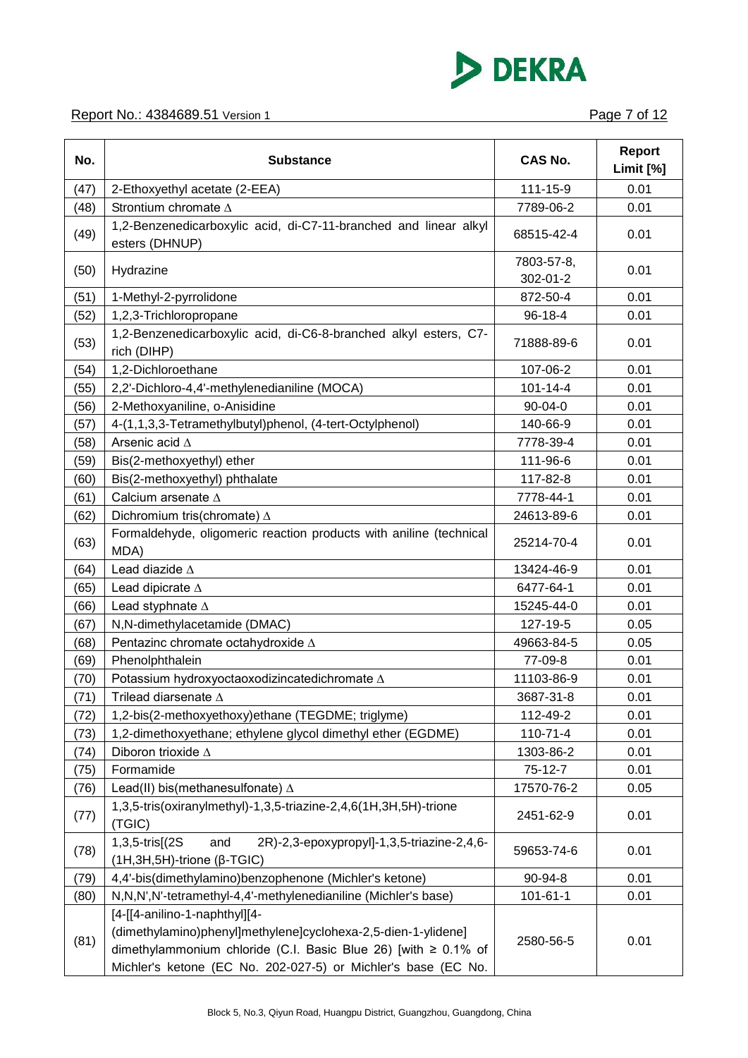Report No.: 4384689.51 Version 1

| No. | Substance | CAS No. | Report Limit [%] |
|---|---|---|---|
| (47) | 2-Ethoxyethyl acetate (2-EEA) | 111-15-9 | 0.01 |
| (48) | Strontium chromate ∆ | 7789-06-2 | 0.01 |
| (49) | 1,2-Benzenedicarboxylic acid, di-C7-11-branched and linear alkyl esters (DHNUP) | 68515-42-4 | 0.01 |
| (50) | Hydrazine | 7803-57-8, 302-01-2 | 0.01 |
| (51) | 1-Methyl-2-pyrrolidone | 872-50-4 | 0.01 |
| (52) | 1,2,3-Trichloropropane | 96-18-4 | 0.01 |
| (53) | 1,2-Benzenedicarboxylic acid, di-C6-8-branched alkyl esters, C7-rich (DIHP) | 71888-89-6 | 0.01 |
| (54) | 1,2-Dichloroethane | 107-06-2 | 0.01 |
| (55) | 2,2'-Dichloro-4,4'-methylenedianiline (MOCA) | 101-14-4 | 0.01 |
| (56) | 2-Methoxyaniline, o-Anisidine | 90-04-0 | 0.01 |
| (57) | 4-(1,1,3,3-Tetramethylbutyl)phenol, (4-tert-Octylphenol) | 140-66-9 | 0.01 |
| (58) | Arsenic acid ∆ | 7778-39-4 | 0.01 |
| (59) | Bis(2-methoxyethyl) ether | 111-96-6 | 0.01 |
| (60) | Bis(2-methoxyethyl) phthalate | 117-82-8 | 0.01 |
| (61) | Calcium arsenate ∆ | 7778-44-1 | 0.01 |
| (62) | Dichromium tris(chromate) ∆ | 24613-89-6 | 0.01 |
| (63) | Formaldehyde, oligomeric reaction products with aniline (technical MDA) | 25214-70-4 | 0.01 |
| (64) | Lead diazide ∆ | 13424-46-9 | 0.01 |
| (65) | Lead dipicrate ∆ | 6477-64-1 | 0.01 |
| (66) | Lead styphnate ∆ | 15245-44-0 | 0.01 |
| (67) | N,N-dimethylacetamide (DMAC) | 127-19-5 | 0.05 |
| (68) | Pentazinc chromate octahydroxide ∆ | 49663-84-5 | 0.05 |
| (69) | Phenolphthalein | 77-09-8 | 0.01 |
| (70) | Potassium hydroxyoctaoxodizincatedichromate ∆ | 11103-86-9 | 0.01 |
| (71) | Trilead diarsenate ∆ | 3687-31-8 | 0.01 |
| (72) | 1,2-bis(2-methoxyethoxy)ethane (TEGDME; triglyme) | 112-49-2 | 0.01 |
| (73) | 1,2-dimethoxyethane; ethylene glycol dimethyl ether (EGDME) | 110-71-4 | 0.01 |
| (74) | Diboron trioxide ∆ | 1303-86-2 | 0.01 |
| (75) | Formamide | 75-12-7 | 0.01 |
| (76) | Lead(II) bis(methanesulfonate) ∆ | 17570-76-2 | 0.05 |
| (77) | 1,3,5-tris(oxiranylmethyl)-1,3,5-triazine-2,4,6(1H,3H,5H)-trione (TGIC) | 2451-62-9 | 0.01 |
| (78) | 1,3,5-tris[(2S and 2R)-2,3-epoxypropyl]-1,3,5-triazine-2,4,6-(1H,3H,5H)-trione (β-TGIC) | 59653-74-6 | 0.01 |
| (79) | 4,4'-bis(dimethylamino)benzophenone (Michler's ketone) | 90-94-8 | 0.01 |
| (80) | N,N,N',N'-tetramethyl-4,4'-methylenedianiline (Michler's base) | 101-61-1 | 0.01 |
| (81) | [4-[[4-anilino-1-naphthyl][4-(dimethylamino)phenyl]methylene]cyclohexa-2,5-dien-1-ylidene] dimethylammonium chloride (C.I. Basic Blue 26) [with ≥ 0.1% of Michler's ketone (EC No. 202-027-5) or Michler's base (EC No. | 2580-56-5 | 0.01 |

Block 5, No.3, Qiyun Road, Huangpu District, Guangzhou, Guangdong, China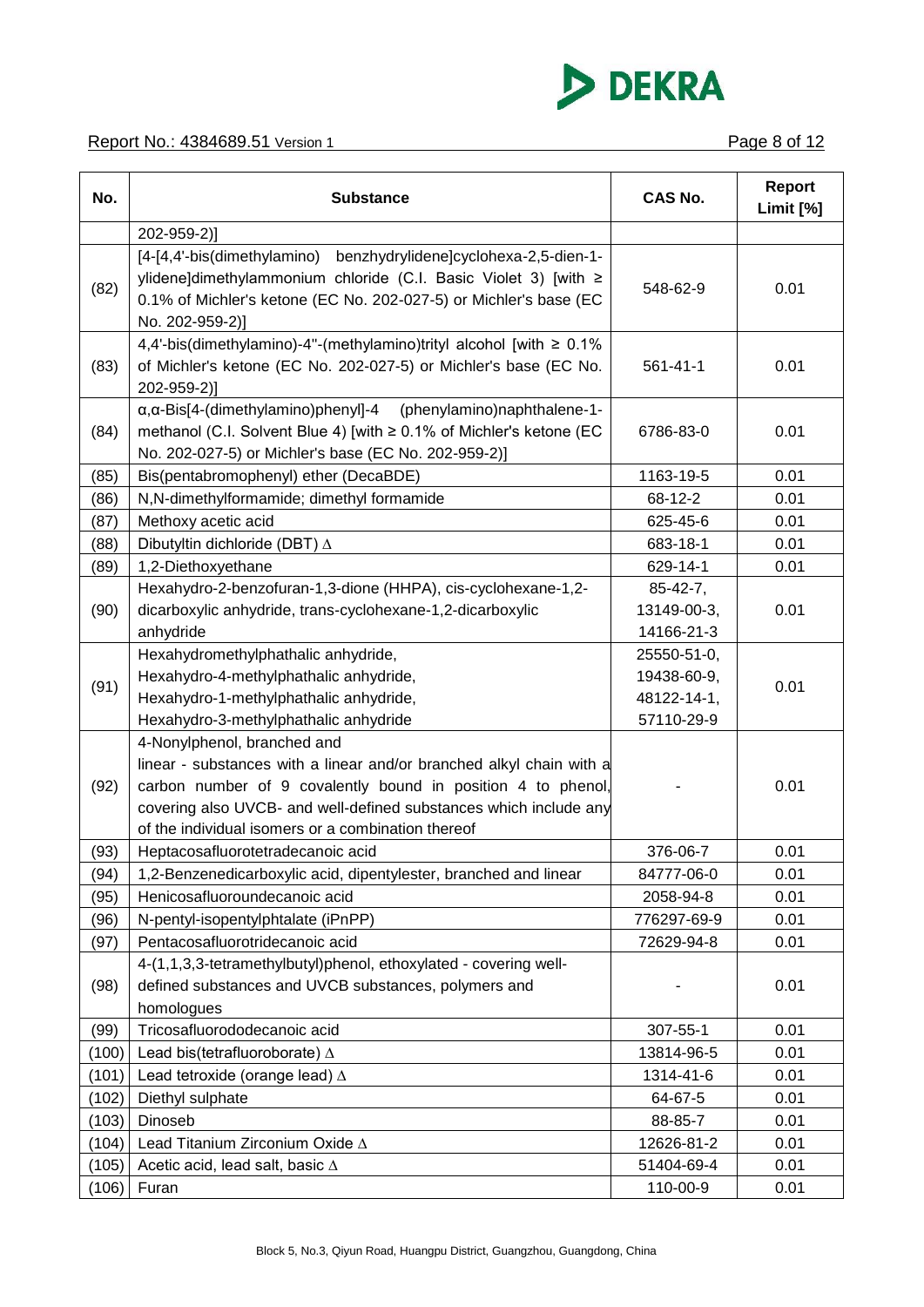| No. | Substance | CAS No. | Report Limit [%] |
|---|---|---|---|
| | 202-959-2)] | | |
| (82) | [4-[4,4'-bis(dimethylamino) benzhydrylidene]cyclohexa-2,5-dien-1-ylidene]dimethylammonium chloride (C.I. Basic Violet 3) [with ≥ 0.1% of Michler's ketone (EC No. 202-027-5) or Michler's base (EC No. 202-959-2)] | 548-62-9 | 0.01 |
| (83) | 4,4'-bis(dimethylamino)-4"-(methylamino)trityl alcohol [with ≥ 0.1% of Michler's ketone (EC No. 202-027-5) or Michler's base (EC No. 202-959-2)] | 561-41-1 | 0.01 |
| (84) | α,α-Bis[4-(dimethylamino)phenyl]-4 (phenylamino)naphthalene-1-methanol (C.I. Solvent Blue 4) [with ≥ 0.1% of Michler's ketone (EC No. 202-027-5) or Michler's base (EC No. 202-959-2)] | 6786-83-0 | 0.01 |
| (85) | Bis(pentabromophenyl) ether (DecaBDE) | 1163-19-5 | 0.01 |
| (86) | N,N-dimethylformamide; dimethyl formamide | 68-12-2 | 0.01 |
| (87) | Methoxy acetic acid | 625-45-6 | 0.01 |
| (88) | Dibutyltin dichloride (DBT) Δ | 683-18-1 | 0.01 |
| (89) | 1,2-Diethoxyethane | 629-14-1 | 0.01 |
| (90) | Hexahydro-2-benzofuran-1,3-dione (HHPA), cis-cyclohexane-1,2-dicarboxylic anhydride, trans-cyclohexane-1,2-dicarboxylic anhydride | 85-42-7, 13149-00-3, 14166-21-3 | 0.01 |
| (91) | Hexahydromethylphathalic anhydride, Hexahydro-4-methylphathalic anhydride, Hexahydro-1-methylphathalic anhydride, Hexahydro-3-methylphathalic anhydride | 25550-51-0, 19438-60-9, 48122-14-1, 57110-29-9 | 0.01 |
| (92) | 4-Nonylphenol, branched and linear - substances with a linear and/or branched alkyl chain with a carbon number of 9 covalently bound in position 4 to phenol, covering also UVCB- and well-defined substances which include any of the individual isomers or a combination thereof | - | 0.01 |
| (93) | Heptacosafluorotetradecanoic acid | 376-06-7 | 0.01 |
| (94) | 1,2-Benzenedicarboxylic acid, dipentylester, branched and linear | 84777-06-0 | 0.01 |
| (95) | Henicosafluoroundecanoic acid | 2058-94-8 | 0.01 |
| (96) | N-pentyl-isopentylphtalate (iPnPP) | 776297-69-9 | 0.01 |
| (97) | Pentacosafluorotridecanoic acid | 72629-94-8 | 0.01 |
| (98) | 4-(1,1,3,3-tetramethylbutyl)phenol, ethoxylated - covering well-defined substances and UVCB substances, polymers and homologues | - | 0.01 |
| (99) | Tricosafluorododecanoic acid | 307-55-1 | 0.01 |
| (100) | Lead bis(tetrafluoroborate) Δ | 13814-96-5 | 0.01 |
| (101) | Lead tetroxide (orange lead) Δ | 1314-41-6 | 0.01 |
| (102) | Diethyl sulphate | 64-67-5 | 0.01 |
| (103) | Dinoseb | 88-85-7 | 0.01 |
| (104) | Lead Titanium Zirconium Oxide Δ | 12626-81-2 | 0.01 |
| (105) | Acetic acid, lead salt, basic Δ | 51404-69-4 | 0.01 |
| (106) | Furan | 110-00-9 | 0.01 |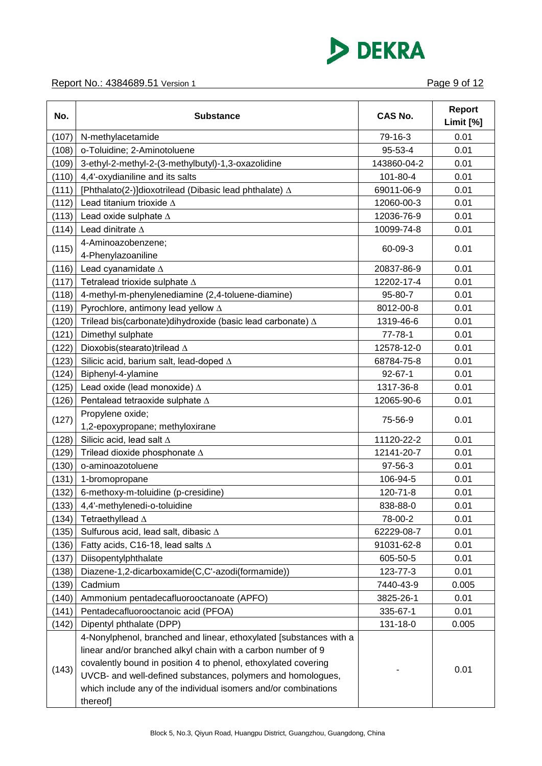| No. | Substance | CAS No. | Report Limit [%] |
|---|---|---|---|
| (107) | N-methylacetamide | 79-16-3 | 0.01 |
| (108) | o-Toluidine; 2-Aminotoluene | 95-53-4 | 0.01 |
| (109) | 3-ethyl-2-methyl-2-(3-methylbutyl)-1,3-oxazolidine | 143860-04-2 | 0.01 |
| (110) | 4,4'-oxydianiline and its salts | 101-80-4 | 0.01 |
| (111) | [Phthalato(2-)]dioxotrilead (Dibasic lead phthalate) ∆ | 69011-06-9 | 0.01 |
| (112) | Lead titanium trioxide ∆ | 12060-00-3 | 0.01 |
| (113) | Lead oxide sulphate ∆ | 12036-76-9 | 0.01 |
| (114) | Lead dinitrate ∆ | 10099-74-8 | 0.01 |
| (115) | 4-Aminoazobenzene; 4-Phenylazoaniline | 60-09-3 | 0.01 |
| (116) | Lead cyanamidate ∆ | 20837-86-9 | 0.01 |
| (117) | Tetralead trioxide sulphate ∆ | 12202-17-4 | 0.01 |
| (118) | 4-methyl-m-phenylenediamine (2,4-toluene-diamine) | 95-80-7 | 0.01 |
| (119) | Pyrochlore, antimony lead yellow ∆ | 8012-00-8 | 0.01 |
| (120) | Trilead bis(carbonate)dihydroxide (basic lead carbonate) ∆ | 1319-46-6 | 0.01 |
| (121) | Dimethyl sulphate | 77-78-1 | 0.01 |
| (122) | Dioxobis(stearato)trilead ∆ | 12578-12-0 | 0.01 |
| (123) | Silicic acid, barium salt, lead-doped ∆ | 68784-75-8 | 0.01 |
| (124) | Biphenyl-4-ylamine | 92-67-1 | 0.01 |
| (125) | Lead oxide (lead monoxide) ∆ | 1317-36-8 | 0.01 |
| (126) | Pentalead tetraoxide sulphate ∆ | 12065-90-6 | 0.01 |
| (127) | Propylene oxide; 1,2-epoxypropane; methyloxirane | 75-56-9 | 0.01 |
| (128) | Silicic acid, lead salt ∆ | 11120-22-2 | 0.01 |
| (129) | Trilead dioxide phosphonate ∆ | 12141-20-7 | 0.01 |
| (130) | o-aminoazotoluene | 97-56-3 | 0.01 |
| (131) | 1-bromopropane | 106-94-5 | 0.01 |
| (132) | 6-methoxy-m-toluidine (p-cresidine) | 120-71-8 | 0.01 |
| (133) | 4,4'-methylenedi-o-toluidine | 838-88-0 | 0.01 |
| (134) | Tetraethyllead ∆ | 78-00-2 | 0.01 |
| (135) | Sulfurous acid, lead salt, dibasic ∆ | 62229-08-7 | 0.01 |
| (136) | Fatty acids, C16-18, lead salts ∆ | 91031-62-8 | 0.01 |
| (137) | Diisopentylphthalate | 605-50-5 | 0.01 |
| (138) | Diazene-1,2-dicarboxamide(C,C'-azodi(formamide)) | 123-77-3 | 0.01 |
| (139) | Cadmium | 7440-43-9 | 0.005 |
| (140) | Ammonium pentadecafluorooctanoate (APFO) | 3825-26-1 | 0.01 |
| (141) | Pentadecafluorooctanoic acid (PFOA) | 335-67-1 | 0.01 |
| (142) | Dipentyl phthalate (DPP) | 131-18-0 | 0.005 |
| (143) | 4-Nonylphenol, branched and linear, ethoxylated [substances with a linear and/or branched alkyl chain with a carbon number of 9 covalently bound in position 4 to phenol, ethoxylated covering UVCB- and well-defined substances, polymers and homologues, which include any of the individual isomers and/or combinations thereof] | - | 0.01 |

Block 5, No.3, Qiyun Road, Huangpu District, Guangzhou, Guangdong, China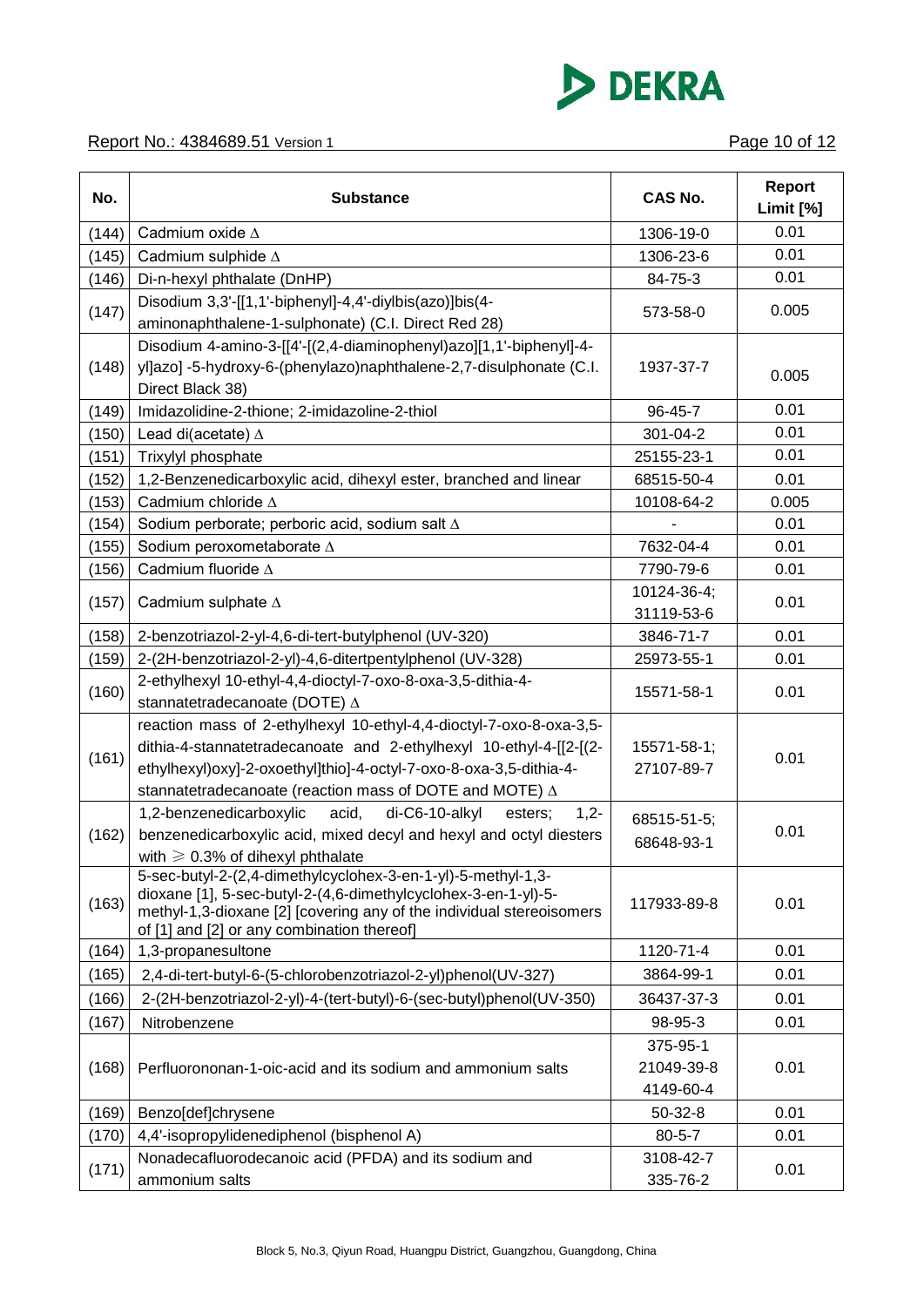Report No.: 4384689.51 Version 1

| No. | Substance | CAS No. | Report Limit [%] |
|---|---|---|---|
| (144) | Cadmium oxide Δ | 1306-19-0 | 0.01 |
| (145) | Cadmium sulphide Δ | 1306-23-6 | 0.01 |
| (146) | Di-n-hexyl phthalate (DnHP) | 84-75-3 | 0.01 |
| (147) | Disodium 3,3'-[[1,1'-biphenyl]-4,4'-diylbis(azo)]bis(4-aminonaphthalene-1-sulphonate) (C.I. Direct Red 28) | 573-58-0 | 0.005 |
| (148) | Disodium 4-amino-3-[[4'-[(2,4-diaminophenyl)azo][1,1'-biphenyl]-4-yl]azo] -5-hydroxy-6-(phenylazo)naphthalene-2,7-disulphonate (C.I. Direct Black 38) | 1937-37-7 | 0.005 |
| (149) | Imidazolidine-2-thione; 2-imidazoline-2-thiol | 96-45-7 | 0.01 |
| (150) | Lead di(acetate) Δ | 301-04-2 | 0.01 |
| (151) | Trixylyl phosphate | 25155-23-1 | 0.01 |
| (152) | 1,2-Benzenedicarboxylic acid, dihexyl ester, branched and linear | 68515-50-4 | 0.01 |
| (153) | Cadmium chloride Δ | 10108-64-2 | 0.005 |
| (154) | Sodium perborate; perboric acid, sodium salt Δ | - | 0.01 |
| (155) | Sodium peroxometaborate Δ | 7632-04-4 | 0.01 |
| (156) | Cadmium fluoride Δ | 7790-79-6 | 0.01 |
| (157) | Cadmium sulphate Δ | 10124-36-4; 31119-53-6 | 0.01 |
| (158) | 2-benzotriazol-2-yl-4,6-di-tert-butylphenol (UV-320) | 3846-71-7 | 0.01 |
| (159) | 2-(2H-benzotriazol-2-yl)-4,6-ditertpentylphenol (UV-328) | 25973-55-1 | 0.01 |
| (160) | 2-ethylhexyl 10-ethyl-4,4-dioctyl-7-oxo-8-oxa-3,5-dithia-4-stannatetradecanoate (DOTE) Δ | 15571-58-1 | 0.01 |
| (161) | reaction mass of 2-ethylhexyl 10-ethyl-4,4-dioctyl-7-oxo-8-oxa-3,5-dithia-4-stannatetradecanoate and 2-ethylhexyl 10-ethyl-4-[[2-[(2-ethylhexyl)oxy]-2-oxoethyl]thio]-4-octyl-7-oxo-8-oxa-3,5-dithia-4-stannatetradecanoate (reaction mass of DOTE and MOTE) Δ | 15571-58-1; 27107-89-7 | 0.01 |
| (162) | 1,2-benzenedicarboxylic acid, di-C6-10-alkyl esters; 1,2-benzenedicarboxylic acid, mixed decyl and hexyl and octyl diesters with ≥ 0.3% of dihexyl phthalate | 68515-51-5; 68648-93-1 | 0.01 |
| (163) | 5-sec-butyl-2-(2,4-dimethylcyclohex-3-en-1-yl)-5-methyl-1,3-dioxane [1], 5-sec-butyl-2-(4,6-dimethylcyclohex-3-en-1-yl)-5-methyl-1,3-dioxane [2] [covering any of the individual stereoisomers of [1] and [2] or any combination thereof] | 117933-89-8 | 0.01 |
| (164) | 1,3-propanesultone | 1120-71-4 | 0.01 |
| (165) | 2,4-di-tert-butyl-6-(5-chlorobenzotriazol-2-yl)phenol(UV-327) | 3864-99-1 | 0.01 |
| (166) | 2-(2H-benzotriazol-2-yl)-4-(tert-butyl)-6-(sec-butyl)phenol(UV-350) | 36437-37-3 | 0.01 |
| (167) | Nitrobenzene | 98-95-3 | 0.01 |
| (168) | Perfluorononan-1-oic-acid and its sodium and ammonium salts | 375-95-1 21049-39-8 4149-60-4 | 0.01 |
| (169) | Benzo[def]chrysene | 50-32-8 | 0.01 |
| (170) | 4,4'-isopropylidenediphenol (bisphenol A) | 80-5-7 | 0.01 |
| (171) | Nonadecafluorodecanoic acid (PFDA) and its sodium and ammonium salts | 3108-42-7 335-76-2 | 0.01 |

Block 5, No.3, Qiyun Road, Huangpu District, Guangzhou, Guangdong, China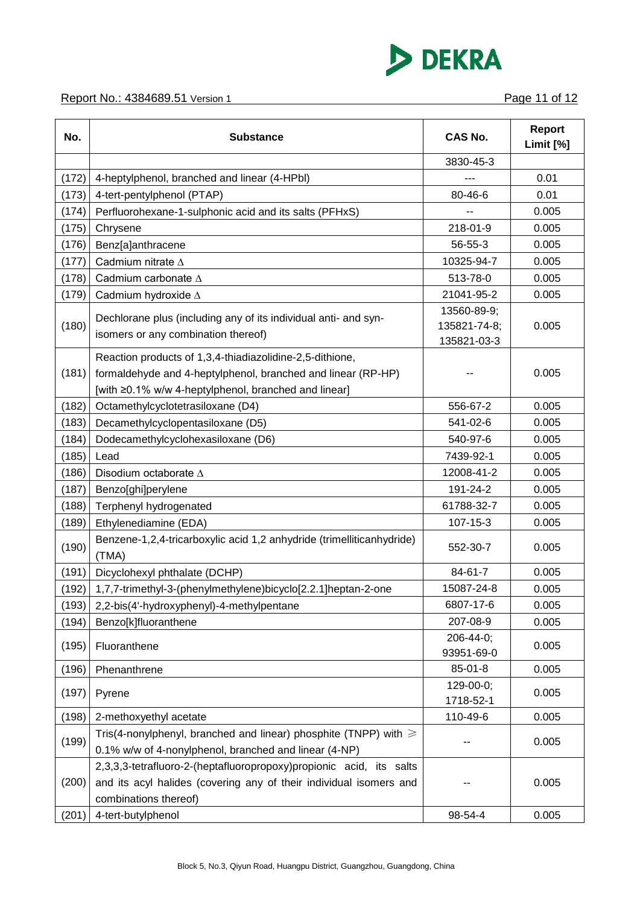| No. | Substance | CAS No. | Report Limit [%] |
|---|---|---|---|
| | | 3830-45-3 | |
| (172) | 4-heptylphenol, branched and linear (4-HPbl) | --- | 0.01 |
| (173) | 4-tert-pentylphenol (PTAP) | 80-46-6 | 0.01 |
| (174) | Perfluorohexane-1-sulphonic acid and its salts (PFHxS) | -- | 0.005 |
| (175) | Chrysene | 218-01-9 | 0.005 |
| (176) | Benz[a]anthracene | 56-55-3 | 0.005 |
| (177) | Cadmium nitrate ∆ | 10325-94-7 | 0.005 |
| (178) | Cadmium carbonate ∆ | 513-78-0 | 0.005 |
| (179) | Cadmium hydroxide ∆ | 21041-95-2 | 0.005 |
| (180) | Dechlorane plus (including any of its individual anti- and syn-isomers or any combination thereof) | 13560-89-9; 135821-74-8; 135821-03-3 | 0.005 |
| (181) | Reaction products of 1,3,4-thiadiazolidine-2,5-dithione, formaldehyde and 4-heptylphenol, branched and linear (RP-HP) [with ≥0.1% w/w 4-heptylphenol, branched and linear] | -- | 0.005 |
| (182) | Octamethylcyclotetrasiloxane (D4) | 556-67-2 | 0.005 |
| (183) | Decamethylcyclopentasiloxane (D5) | 541-02-6 | 0.005 |
| (184) | Dodecamethylcyclohexasiloxane (D6) | 540-97-6 | 0.005 |
| (185) | Lead | 7439-92-1 | 0.005 |
| (186) | Disodium octaborate ∆ | 12008-41-2 | 0.005 |
| (187) | Benzo[ghi]perylene | 191-24-2 | 0.005 |
| (188) | Terphenyl hydrogenated | 61788-32-7 | 0.005 |
| (189) | Ethylenediamine (EDA) | 107-15-3 | 0.005 |
| (190) | Benzene-1,2,4-tricarboxylic acid 1,2 anhydride (trimelliticanhydride) (TMA) | 552-30-7 | 0.005 |
| (191) | Dicyclohexyl phthalate (DCHP) | 84-61-7 | 0.005 |
| (192) | 1,7,7-trimethyl-3-(phenylmethylene)bicyclo[2.2.1]heptan-2-one | 15087-24-8 | 0.005 |
| (193) | 2,2-bis(4'-hydroxyphenyl)-4-methylpentane | 6807-17-6 | 0.005 |
| (194) | Benzo[k]fluoranthene | 207-08-9 | 0.005 |
| (195) | Fluoranthene | 206-44-0; 93951-69-0 | 0.005 |
| (196) | Phenanthrene | 85-01-8 | 0.005 |
| (197) | Pyrene | 129-00-0; 1718-52-1 | 0.005 |
| (198) | 2-methoxyethyl acetate | 110-49-6 | 0.005 |
| (199) | Tris(4-nonylphenyl, branched and linear) phosphite (TNPP) with ⩾ 0.1% w/w of 4-nonylphenol, branched and linear (4-NP) | -- | 0.005 |
| (200) | 2,3,3,3-tetrafluoro-2-(heptafluoropropoxy)propionic acid, its salts and its acyl halides (covering any of their individual isomers and combinations thereof) | -- | 0.005 |
| (201) | 4-tert-butylphenol | 98-54-4 | 0.005 |

Block 5, No.3, Qiyun Road, Huangpu District, Guangzhou, Guangdong, China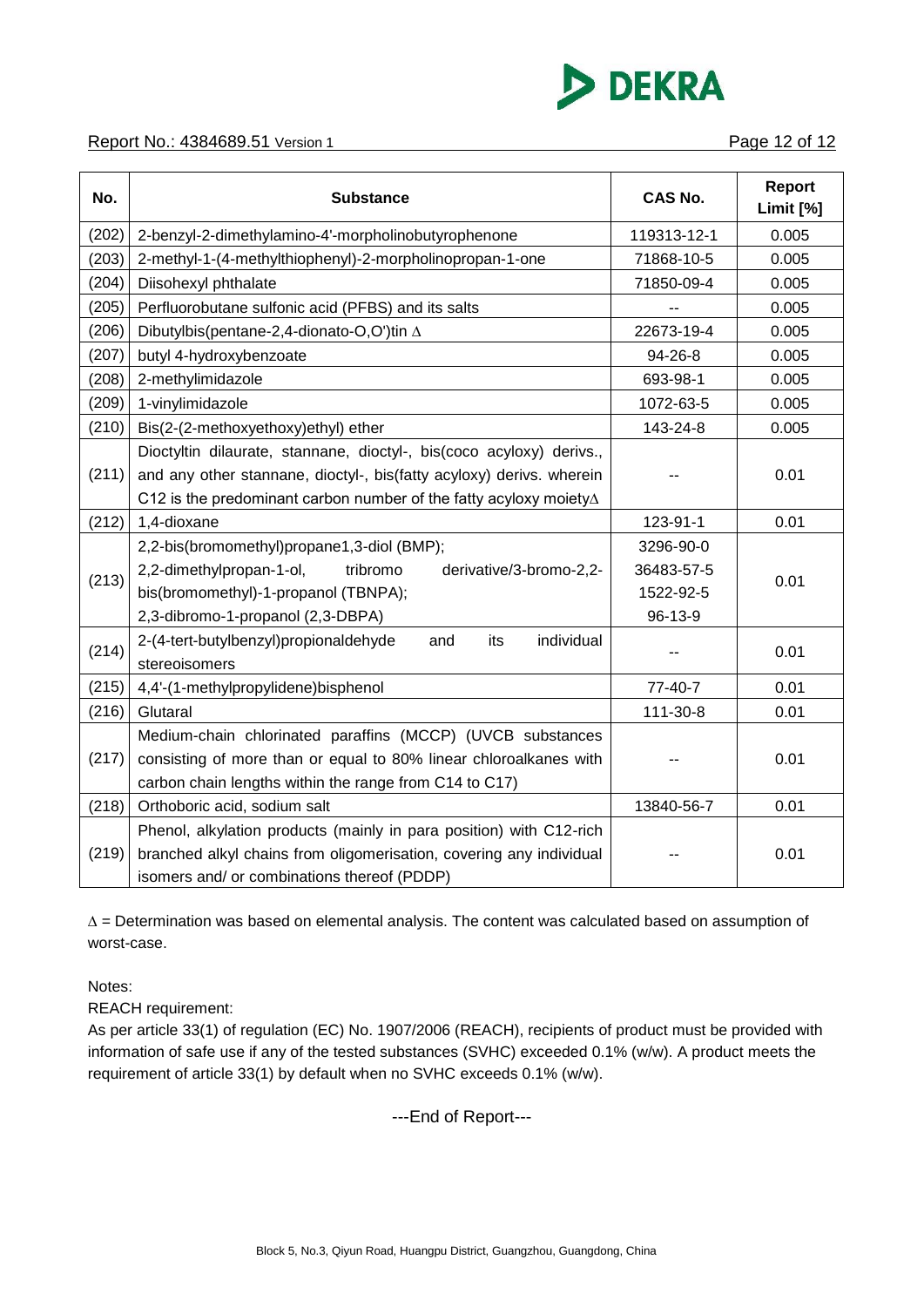| No. | Substance | CAS No. | Report Limit [%] |
|---|---|---|---|
| (202) | 2-benzyl-2-dimethylamino-4'-morpholinobutyrophenone | 119313-12-1 | 0.005 |
| (203) | 2-methyl-1-(4-methylthiophenyl)-2-morpholinopropan-1-one | 71868-10-5 | 0.005 |
| (204) | Diisohexyl phthalate | 71850-09-4 | 0.005 |
| (205) | Perfluorobutane sulfonic acid (PFBS) and its salts | -- | 0.005 |
| (206) | Dibutylbis(pentane-2,4-dionato-O,O')tin ∆ | 22673-19-4 | 0.005 |
| (207) | butyl 4-hydroxybenzoate | 94-26-8 | 0.005 |
| (208) | 2-methylimidazole | 693-98-1 | 0.005 |
| (209) | 1-vinylimidazole | 1072-63-5 | 0.005 |
| (210) | Bis(2-(2-methoxyethoxy)ethyl) ether | 143-24-8 | 0.005 |
| (211) | Dioctyltin dilaurate, stannane, dioctyl-, bis(coco acyloxy) derivs., and any other stannane, dioctyl-, bis(fatty acyloxy) derivs. wherein C12 is the predominant carbon number of the fatty acyloxy moiety∆ | -- | 0.01 |
| (212) | 1,4-dioxane | 123-91-1 | 0.01 |
| (213) | 2,2-bis(bromomethyl)propane1,3-diol (BMP);<br>2,2-dimethylpropan-1-ol, tribromo derivative/3-bromo-2,2-bis(bromomethyl)-1-propanol (TBNPA);<br>2,3-dibromo-1-propanol (2,3-DBPA) | 3296-90-0<br>36483-57-5<br>1522-92-5<br>96-13-9 | 0.01 |
| (214) | 2-(4-tert-butylbenzyl)propionaldehyde and its individual stereoisomers | -- | 0.01 |
| (215) | 4,4'-(1-methylpropylidene)bisphenol | 77-40-7 | 0.01 |
| (216) | Glutaral | 111-30-8 | 0.01 |
| (217) | Medium-chain chlorinated paraffins (MCCP) (UVCB substances consisting of more than or equal to 80% linear chloroalkanes with carbon chain lengths within the range from C14 to C17) | -- | 0.01 |
| (218) | Orthoboric acid, sodium salt | 13840-56-7 | 0.01 |
| (219) | Phenol, alkylation products (mainly in para position) with C12-rich branched alkyl chains from oligomerisation, covering any individual isomers and/ or combinations thereof (PDDP) | -- | 0.01 |

∆ = Determination was based on elemental analysis. The content was calculated based on assumption of worst-case.

Notes:

REACH requirement:

As per article 33(1) of regulation (EC) No. 1907/2006 (REACH), recipients of product must be provided with information of safe use if any of the tested substances (SVHC) exceeded 0.1% (w/w). A product meets the requirement of article 33(1) by default when no SVHC exceeds 0.1% (w/w).

---End of Report---